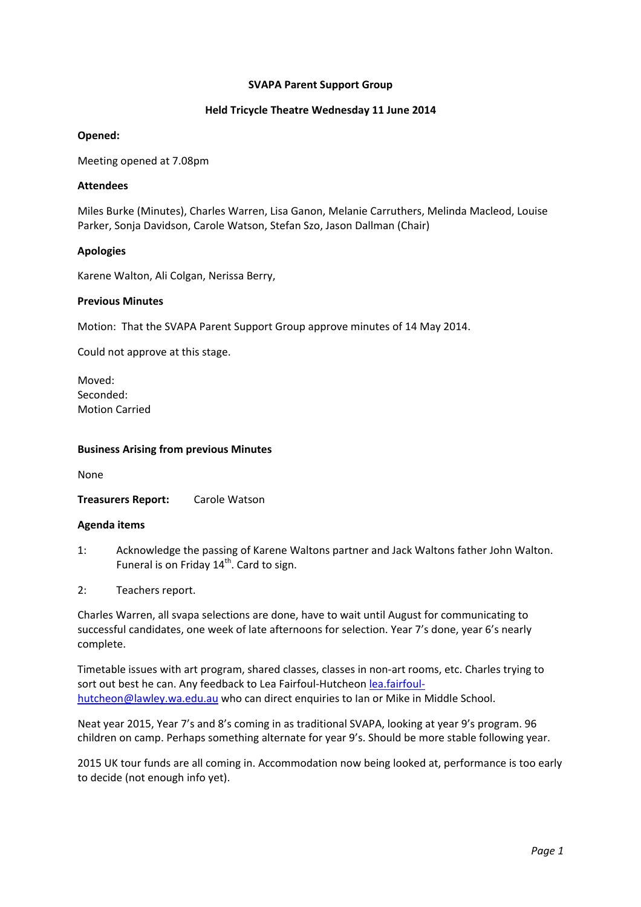**SVAPA Parent Support Group**

**Held Tricycle Theatre Wednesday 11 June 2014**

**Opened:**

Meeting opened at 7.08pm

**Attendees**

Miles Burke (Minutes), Charles Warren, Lisa Ganon, Melanie Carruthers, Melinda Macleod, Louise Parker, Sonja Davidson, Carole Watson, Stefan Szo, Jason Dallman (Chair)

**Apologies**

Karene Walton, Ali Colgan, Nerissa Berry,

**Previous Minutes**

Motion: That the SVAPA Parent Support Group approve minutes of 14 May 2014.

Could not approve at this stage.

Moved:
Seconded:
Motion Carried

**Business Arising from previous Minutes**

None

**Treasurers Report:** Carole Watson

**Agenda items**

1: Acknowledge the passing of Karene Waltons partner and Jack Waltons father John Walton. Funeral is on Friday 14th. Card to sign.

2: Teachers report.

Charles Warren, all svapa selections are done, have to wait until August for communicating to successful candidates, one week of late afternoons for selection. Year 7's done, year 6's nearly complete.

Timetable issues with art program, shared classes, classes in non-art rooms, etc. Charles trying to sort out best he can. Any feedback to Lea Fairfoul-Hutcheon lea.fairfoul-hutcheon@lawley.wa.edu.au who can direct enquiries to Ian or Mike in Middle School.

Neat year 2015, Year 7's and 8's coming in as traditional SVAPA, looking at year 9's program. 96 children on camp. Perhaps something alternate for year 9's. Should be more stable following year.

2015 UK tour funds are all coming in. Accommodation now being looked at, performance is too early to decide (not enough info yet).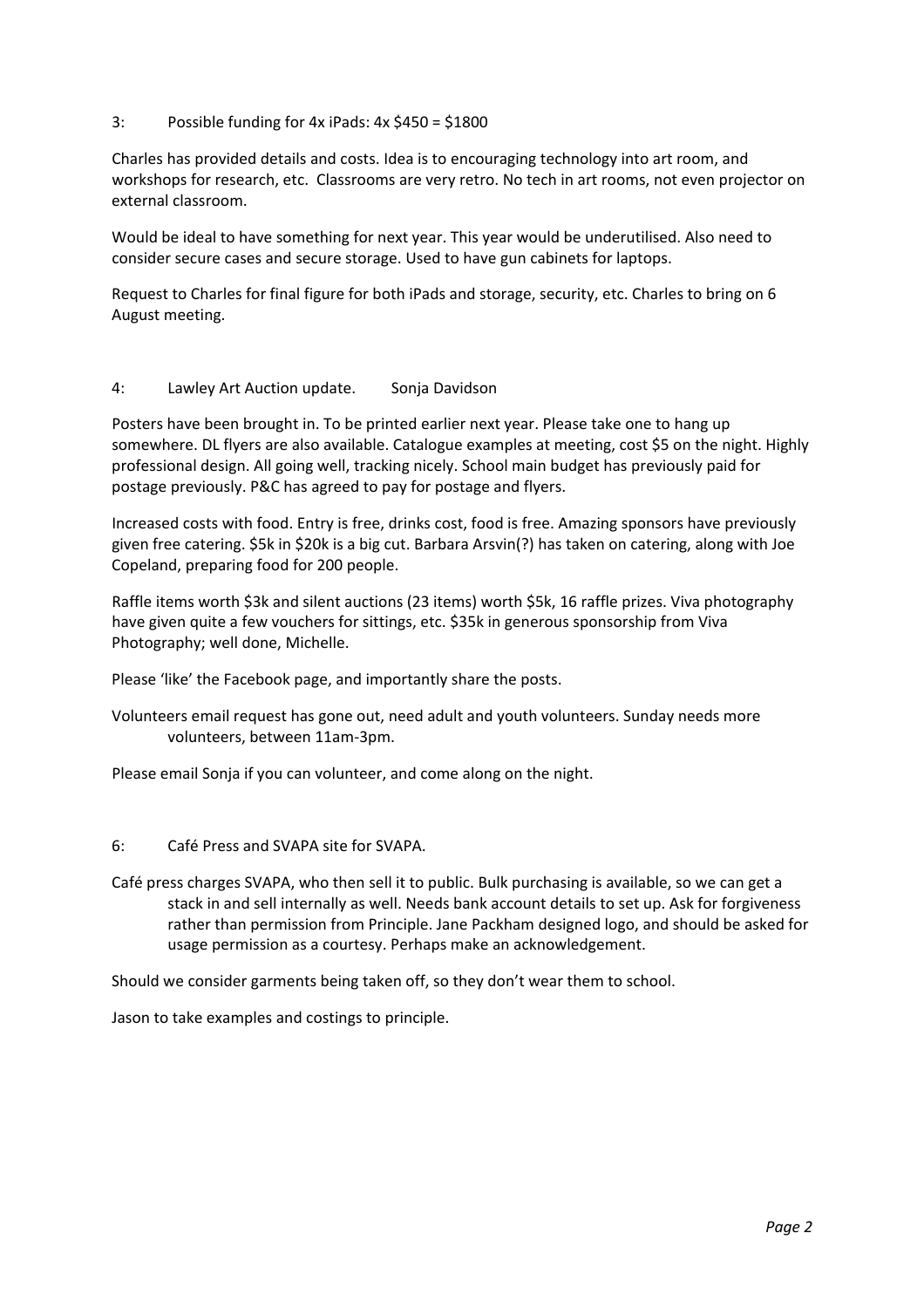3: Possible funding for 4x iPads: 4x $450 = $1800

Charles has provided details and costs. Idea is to encouraging technology into art room, and workshops for research, etc.  Classrooms are very retro. No tech in art rooms, not even projector on external classroom.

Would be ideal to have something for next year. This year would be underutilised. Also need to consider secure cases and secure storage. Used to have gun cabinets for laptops.

Request to Charles for final figure for both iPads and storage, security, etc. Charles to bring on 6 August meeting.

4: Lawley Art Auction update. Sonja Davidson

Posters have been brought in. To be printed earlier next year. Please take one to hang up somewhere. DL flyers are also available. Catalogue examples at meeting, cost $5 on the night. Highly professional design. All going well, tracking nicely. School main budget has previously paid for postage previously. P&C has agreed to pay for postage and flyers.

Increased costs with food. Entry is free, drinks cost, food is free. Amazing sponsors have previously given free catering. $5k in $20k is a big cut. Barbara Arsvin(?) has taken on catering, along with Joe Copeland, preparing food for 200 people.

Raffle items worth $3k and silent auctions (23 items) worth $5k, 16 raffle prizes. Viva photography have given quite a few vouchers for sittings, etc. $35k in generous sponsorship from Viva Photography; well done, Michelle.

Please 'like' the Facebook page, and importantly share the posts.

Volunteers email request has gone out, need adult and youth volunteers. Sunday needs more volunteers, between 11am-3pm.

Please email Sonja if you can volunteer, and come along on the night.

6: Café Press and SVAPA site for SVAPA.

Café press charges SVAPA, who then sell it to public. Bulk purchasing is available, so we can get a stack in and sell internally as well. Needs bank account details to set up. Ask for forgiveness rather than permission from Principle. Jane Packham designed logo, and should be asked for usage permission as a courtesy. Perhaps make an acknowledgement.

Should we consider garments being taken off, so they don't wear them to school.

Jason to take examples and costings to principle.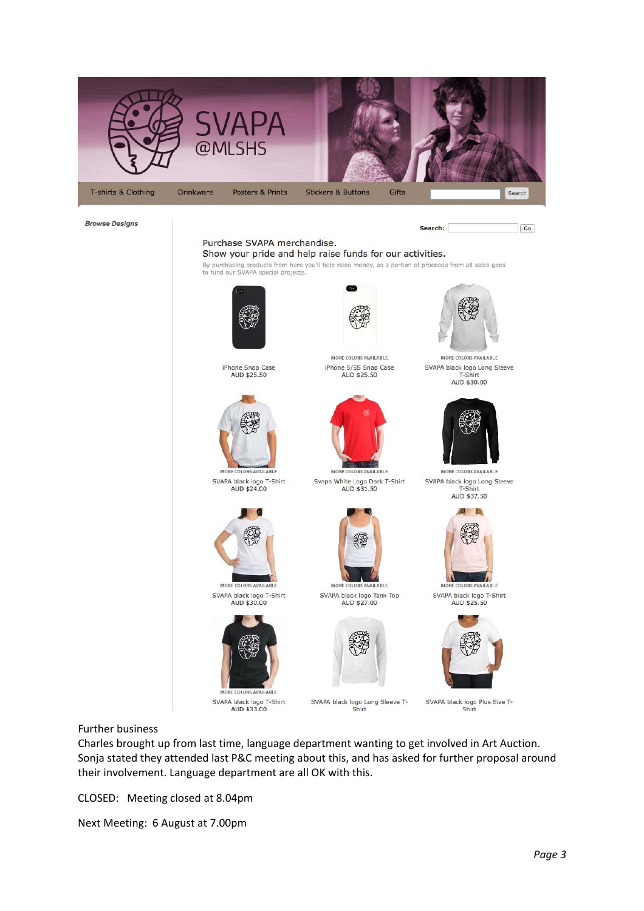SVAPA @MLSHS

T-shirts & Clothing | Drinkware | Posters & Prints | Stickers & Buttons | Gifts | Search

*Browse Designs*

Search: Go

Purchase SVAPA merchandise.
Show your pride and help raise funds for our activities.

By purchasing products from here you'll help raise money, as a portion of proceeds from all sales goes to fund our SVAPA special projects.

iPhone Snap Case
AUD $25.50

MORE COLORS AVAILABLE
iPhone 5/5S Snap Case
AUD $25.50

MORE COLORS AVAILABLE
SVAPA black logo Long Sleeve T-Shirt
AUD $30.00

MORE COLORS AVAILABLE
SVAPA black logo T-Shirt
AUD $24.00

MORE COLORS AVAILABLE
Svapa White Logo Dark T-Shirt
AUD $31.50

MORE COLORS AVAILABLE
SVAPA black logo Long Sleeve T-Shirt
AUD $37.50

MORE COLORS AVAILABLE
SVAPA black logo T-Shirt
AUD $30.00

MORE COLORS AVAILABLE
SVAPA black logo Tank Top
AUD $27.00

MORE COLORS AVAILABLE
SVAPA black logo T-Shirt
AUD $25.50

MORE COLORS AVAILABLE
SVAPA black logo T-Shirt
AUD $33.00

SVAPA black logo Long Sleeve T-Shirt

SVAPA black logo Plus Size T-Shirt

Further business

Charles brought up from last time, language department wanting to get involved in Art Auction. Sonja stated they attended last P&C meeting about this, and has asked for further proposal around their involvement. Language department are all OK with this.

CLOSED: Meeting closed at 8.04pm

Next Meeting: 6 August at 7.00pm